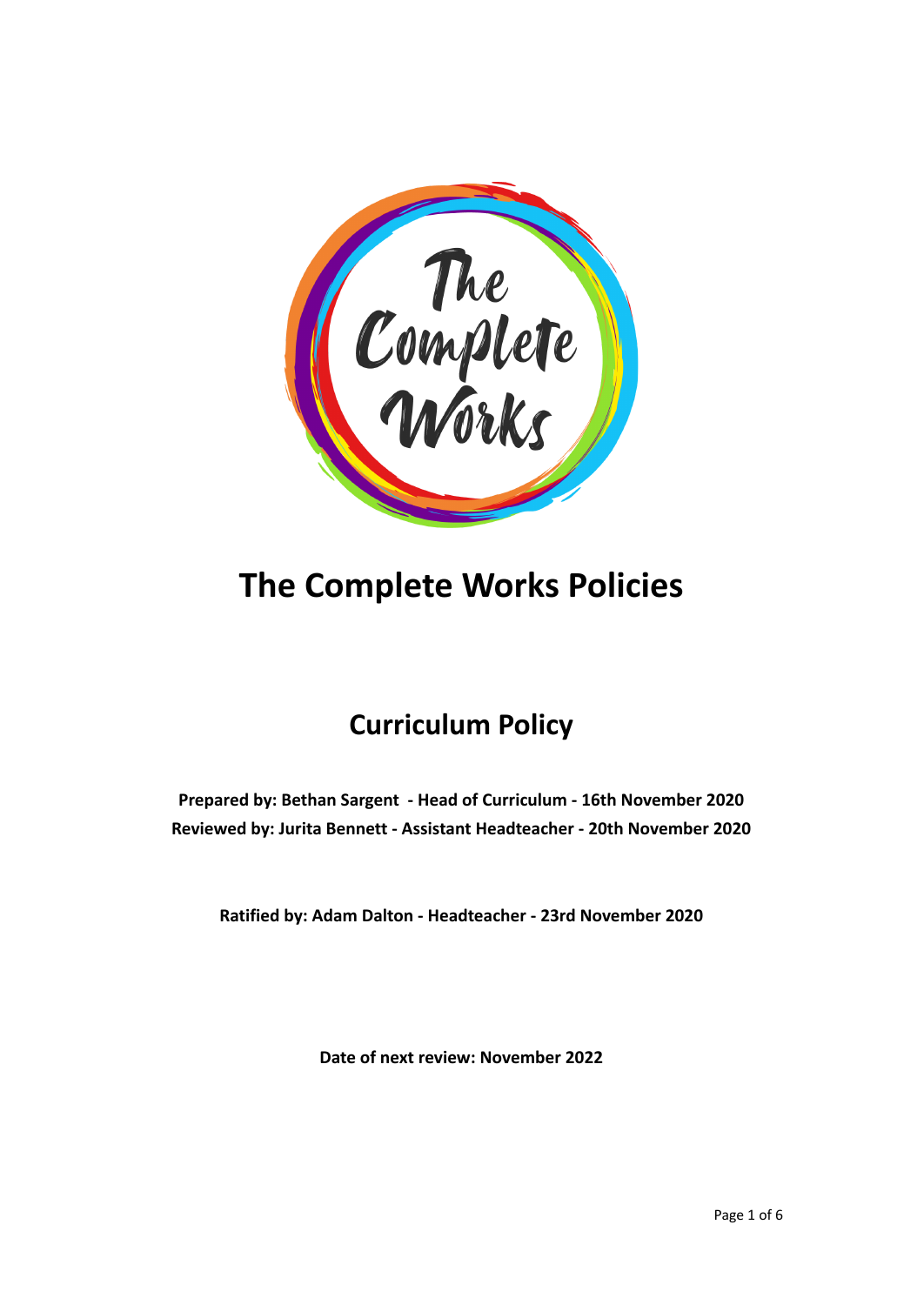# The Complete Works Policies

## Curriculum Policy

**Prepared by: Bethan Sargent - Head of Curriculum - 16th November 2020**
**Reviewed by: Jurita Bennett - Assistant Headteacher - 20th November 2020**

**Ratified by: Adam Dalton - Headteacher - 23rd November 2020**

**Date of next review: November 2022**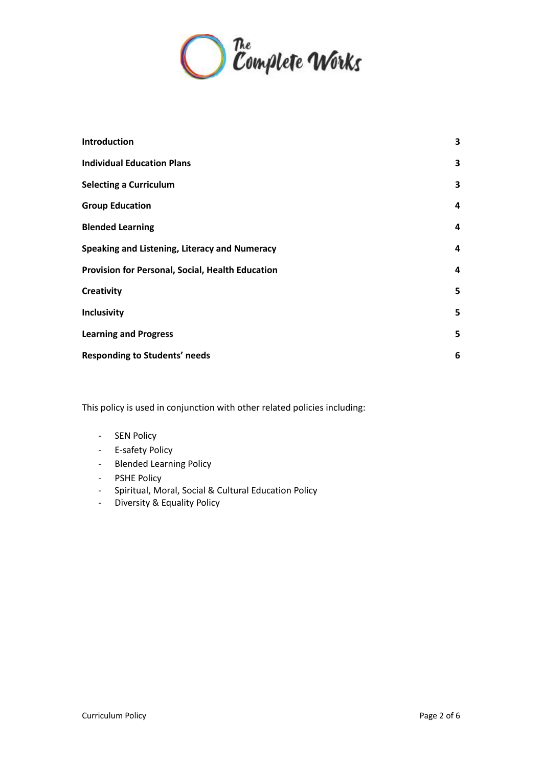| | |
|---|---|
| **Introduction** | **3** |
| **Individual Education Plans** | **3** |
| **Selecting a Curriculum** | **3** |
| **Group Education** | **4** |
| **Blended Learning** | **4** |
| **Speaking and Listening, Literacy and Numeracy** | **4** |
| **Provision for Personal, Social, Health Education** | **4** |
| **Creativity** | **5** |
| **Inclusivity** | **5** |
| **Learning and Progress** | **5** |
| **Responding to Students' needs** | **6** |

This policy is used in conjunction with other related policies including:

- SEN Policy
- E-safety Policy
- Blended Learning Policy
- PSHE Policy
- Spiritual, Moral, Social & Cultural Education Policy
- Diversity & Equality Policy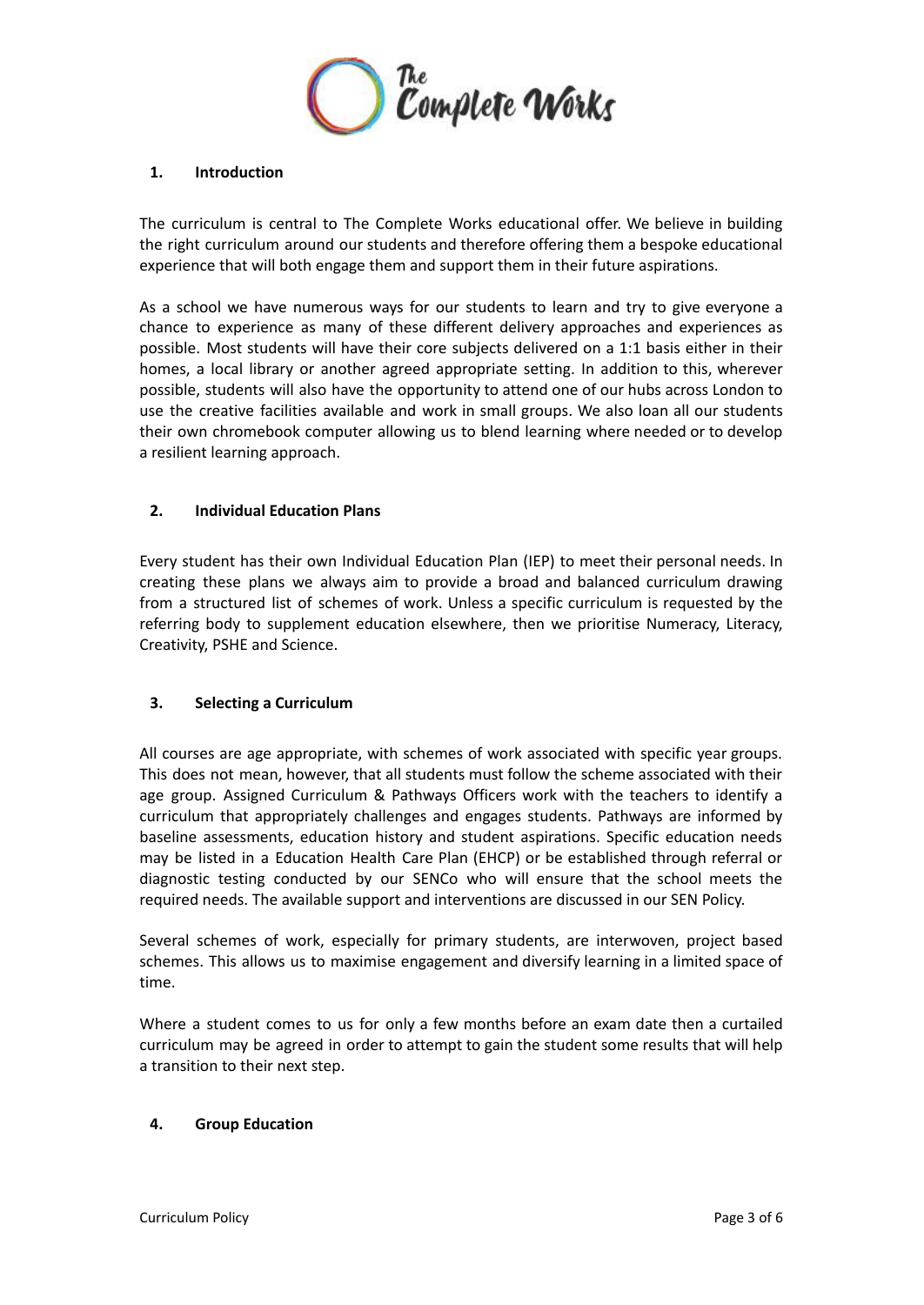## 1. Introduction

The curriculum is central to The Complete Works educational offer. We believe in building the right curriculum around our students and therefore offering them a bespoke educational experience that will both engage them and support them in their future aspirations.

As a school we have numerous ways for our students to learn and try to give everyone a chance to experience as many of these different delivery approaches and experiences as possible. Most students will have their core subjects delivered on a 1:1 basis either in their homes, a local library or another agreed appropriate setting. In addition to this, wherever possible, students will also have the opportunity to attend one of our hubs across London to use the creative facilities available and work in small groups. We also loan all our students their own chromebook computer allowing us to blend learning where needed or to develop a resilient learning approach.

## 2. Individual Education Plans

Every student has their own Individual Education Plan (IEP) to meet their personal needs. In creating these plans we always aim to provide a broad and balanced curriculum drawing from a structured list of schemes of work. Unless a specific curriculum is requested by the referring body to supplement education elsewhere, then we prioritise Numeracy, Literacy, Creativity, PSHE and Science.

## 3. Selecting a Curriculum

All courses are age appropriate, with schemes of work associated with specific year groups. This does not mean, however, that all students must follow the scheme associated with their age group. Assigned Curriculum & Pathways Officers work with the teachers to identify a curriculum that appropriately challenges and engages students. Pathways are informed by baseline assessments, education history and student aspirations. Specific education needs may be listed in a Education Health Care Plan (EHCP) or be established through referral or diagnostic testing conducted by our SENCo who will ensure that the school meets the required needs. The available support and interventions are discussed in our SEN Policy.

Several schemes of work, especially for primary students, are interwoven, project based schemes. This allows us to maximise engagement and diversify learning in a limited space of time.

Where a student comes to us for only a few months before an exam date then a curtailed curriculum may be agreed in order to attempt to gain the student some results that will help a transition to their next step.

## 4. Group Education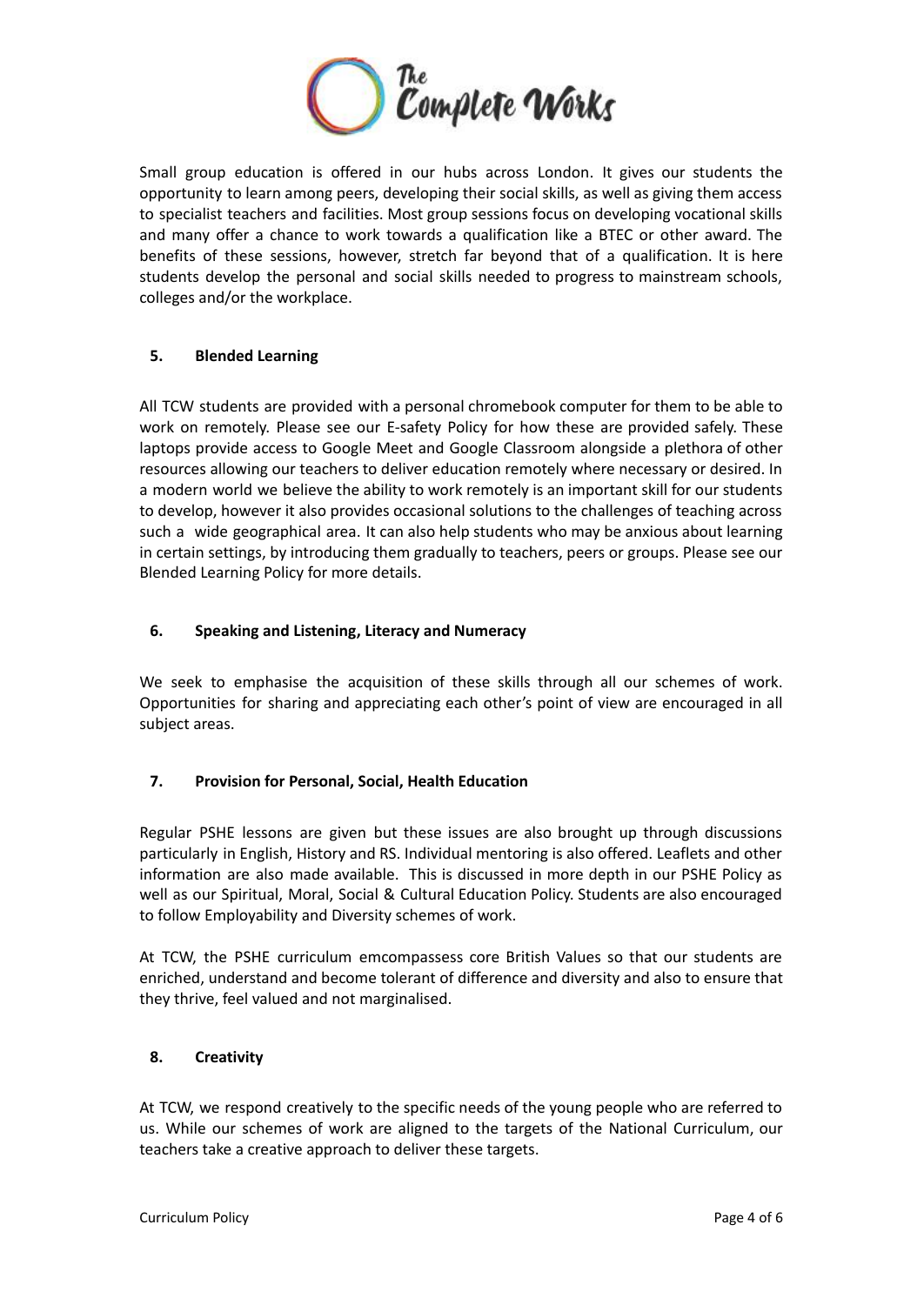Small group education is offered in our hubs across London. It gives our students the opportunity to learn among peers, developing their social skills, as well as giving them access to specialist teachers and facilities. Most group sessions focus on developing vocational skills and many offer a chance to work towards a qualification like a BTEC or other award. The benefits of these sessions, however, stretch far beyond that of a qualification. It is here students develop the personal and social skills needed to progress to mainstream schools, colleges and/or the workplace.

## 5. Blended Learning

All TCW students are provided with a personal chromebook computer for them to be able to work on remotely. Please see our E-safety Policy for how these are provided safely. These laptops provide access to Google Meet and Google Classroom alongside a plethora of other resources allowing our teachers to deliver education remotely where necessary or desired. In a modern world we believe the ability to work remotely is an important skill for our students to develop, however it also provides occasional solutions to the challenges of teaching across such a wide geographical area. It can also help students who may be anxious about learning in certain settings, by introducing them gradually to teachers, peers or groups. Please see our Blended Learning Policy for more details.

## 6. Speaking and Listening, Literacy and Numeracy

We seek to emphasise the acquisition of these skills through all our schemes of work. Opportunities for sharing and appreciating each other's point of view are encouraged in all subject areas.

## 7. Provision for Personal, Social, Health Education

Regular PSHE lessons are given but these issues are also brought up through discussions particularly in English, History and RS. Individual mentoring is also offered. Leaflets and other information are also made available. This is discussed in more depth in our PSHE Policy as well as our Spiritual, Moral, Social & Cultural Education Policy. Students are also encouraged to follow Employability and Diversity schemes of work.

At TCW, the PSHE curriculum emcompassess core British Values so that our students are enriched, understand and become tolerant of difference and diversity and also to ensure that they thrive, feel valued and not marginalised.

## 8. Creativity

At TCW, we respond creatively to the specific needs of the young people who are referred to us. While our schemes of work are aligned to the targets of the National Curriculum, our teachers take a creative approach to deliver these targets.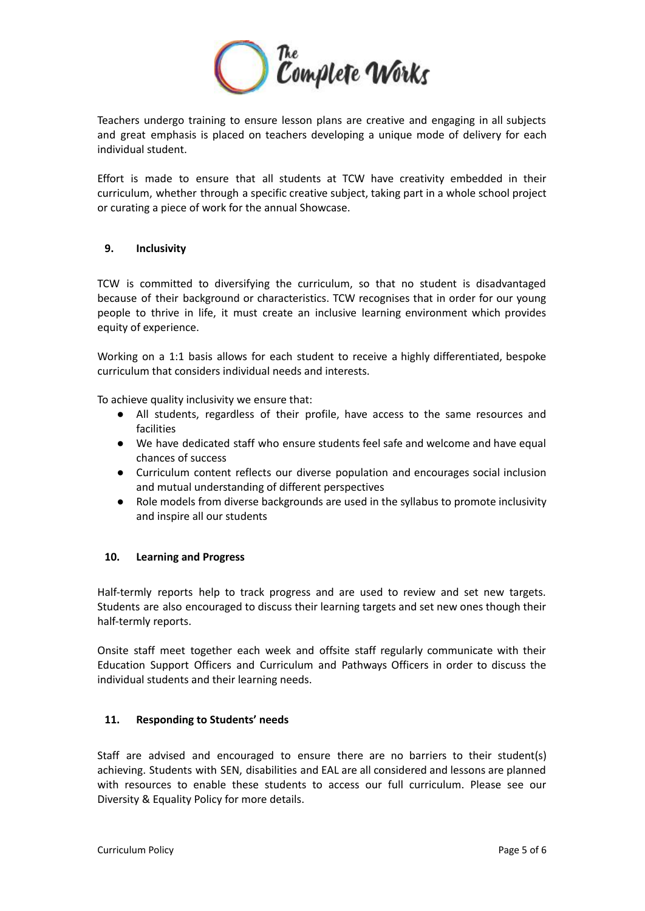Teachers undergo training to ensure lesson plans are creative and engaging in all subjects and great emphasis is placed on teachers developing a unique mode of delivery for each individual student.

Effort is made to ensure that all students at TCW have creativity embedded in their curriculum, whether through a specific creative subject, taking part in a whole school project or curating a piece of work for the annual Showcase.

## 9. Inclusivity

TCW is committed to diversifying the curriculum, so that no student is disadvantaged because of their background or characteristics. TCW recognises that in order for our young people to thrive in life, it must create an inclusive learning environment which provides equity of experience.

Working on a 1:1 basis allows for each student to receive a highly differentiated, bespoke curriculum that considers individual needs and interests.

To achieve quality inclusivity we ensure that:

- All students, regardless of their profile, have access to the same resources and facilities
- We have dedicated staff who ensure students feel safe and welcome and have equal chances of success
- Curriculum content reflects our diverse population and encourages social inclusion and mutual understanding of different perspectives
- Role models from diverse backgrounds are used in the syllabus to promote inclusivity and inspire all our students

## 10. Learning and Progress

Half-termly reports help to track progress and are used to review and set new targets. Students are also encouraged to discuss their learning targets and set new ones though their half-termly reports.

Onsite staff meet together each week and offsite staff regularly communicate with their Education Support Officers and Curriculum and Pathways Officers in order to discuss the individual students and their learning needs.

## 11. Responding to Students' needs

Staff are advised and encouraged to ensure there are no barriers to their student(s) achieving. Students with SEN, disabilities and EAL are all considered and lessons are planned with resources to enable these students to access our full curriculum. Please see our Diversity & Equality Policy for more details.